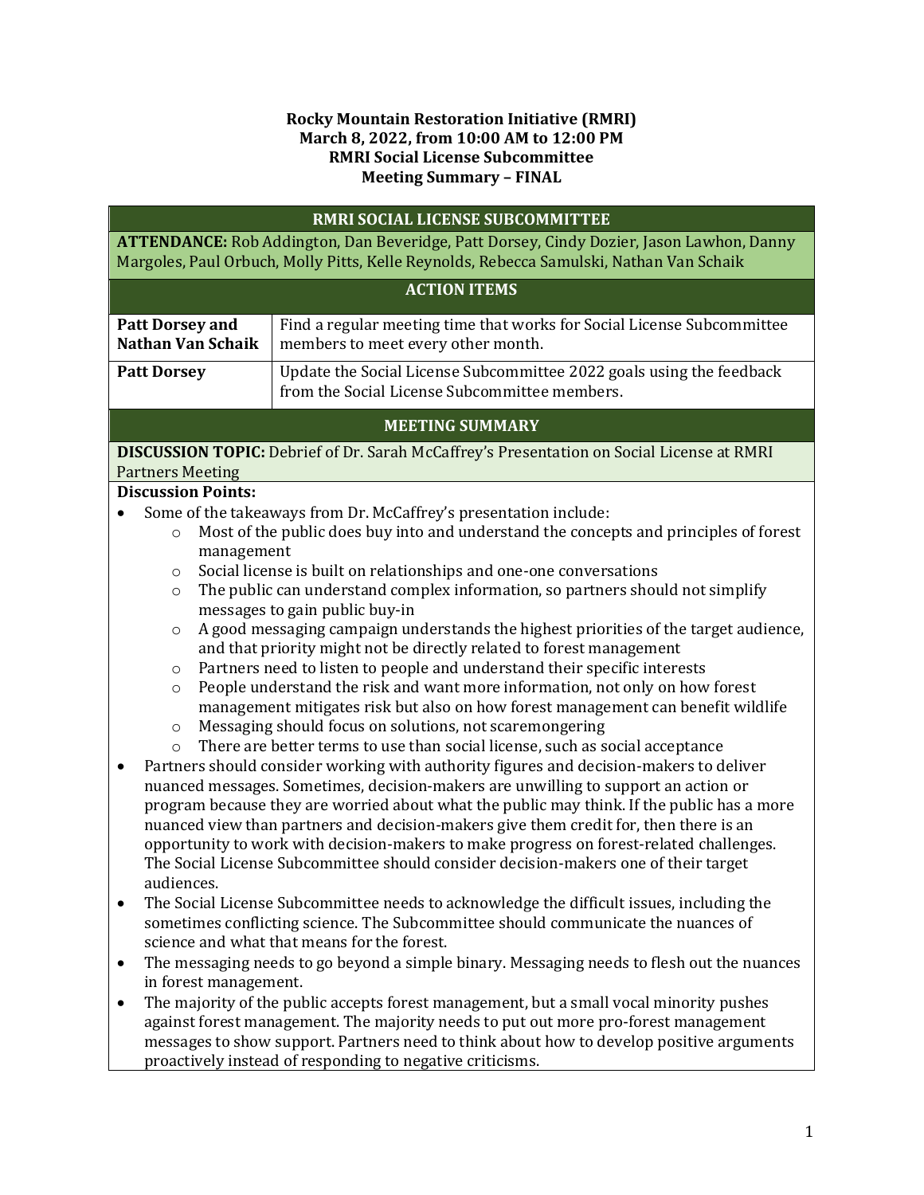**Rocky Mountain Restoration Initiative (RMRI)**
**March 8, 2022, from 10:00 AM to 12:00 PM**
**RMRI Social License Subcommittee**
**Meeting Summary – FINAL**

## RMRI SOCIAL LICENSE SUBCOMMITTEE

**ATTENDANCE:** Rob Addington, Dan Beveridge, Patt Dorsey, Cindy Dozier, Jason Lawhon, Danny Margoles, Paul Orbuch, Molly Pitts, Kelle Reynolds, Rebecca Samulski, Nathan Van Schaik

## ACTION ITEMS

| | |
|---|---|
| **Patt Dorsey and Nathan Van Schaik** | Find a regular meeting time that works for Social License Subcommittee members to meet every other month. |
| **Patt Dorsey** | Update the Social License Subcommittee 2022 goals using the feedback from the Social License Subcommittee members. |

## MEETING SUMMARY

**DISCUSSION TOPIC:** Debrief of Dr. Sarah McCaffrey's Presentation on Social License at RMRI Partners Meeting

**Discussion Points:**

- Some of the takeaways from Dr. McCaffrey's presentation include:
  - Most of the public does buy into and understand the concepts and principles of forest management
  - Social license is built on relationships and one-one conversations
  - The public can understand complex information, so partners should not simplify messages to gain public buy-in
  - A good messaging campaign understands the highest priorities of the target audience, and that priority might not be directly related to forest management
  - Partners need to listen to people and understand their specific interests
  - People understand the risk and want more information, not only on how forest management mitigates risk but also on how forest management can benefit wildlife
  - Messaging should focus on solutions, not scaremongering
  - There are better terms to use than social license, such as social acceptance
- Partners should consider working with authority figures and decision-makers to deliver nuanced messages. Sometimes, decision-makers are unwilling to support an action or program because they are worried about what the public may think. If the public has a more nuanced view than partners and decision-makers give them credit for, then there is an opportunity to work with decision-makers to make progress on forest-related challenges. The Social License Subcommittee should consider decision-makers one of their target audiences.
- The Social License Subcommittee needs to acknowledge the difficult issues, including the sometimes conflicting science. The Subcommittee should communicate the nuances of science and what that means for the forest.
- The messaging needs to go beyond a simple binary. Messaging needs to flesh out the nuances in forest management.
- The majority of the public accepts forest management, but a small vocal minority pushes against forest management. The majority needs to put out more pro-forest management messages to show support. Partners need to think about how to develop positive arguments proactively instead of responding to negative criticisms.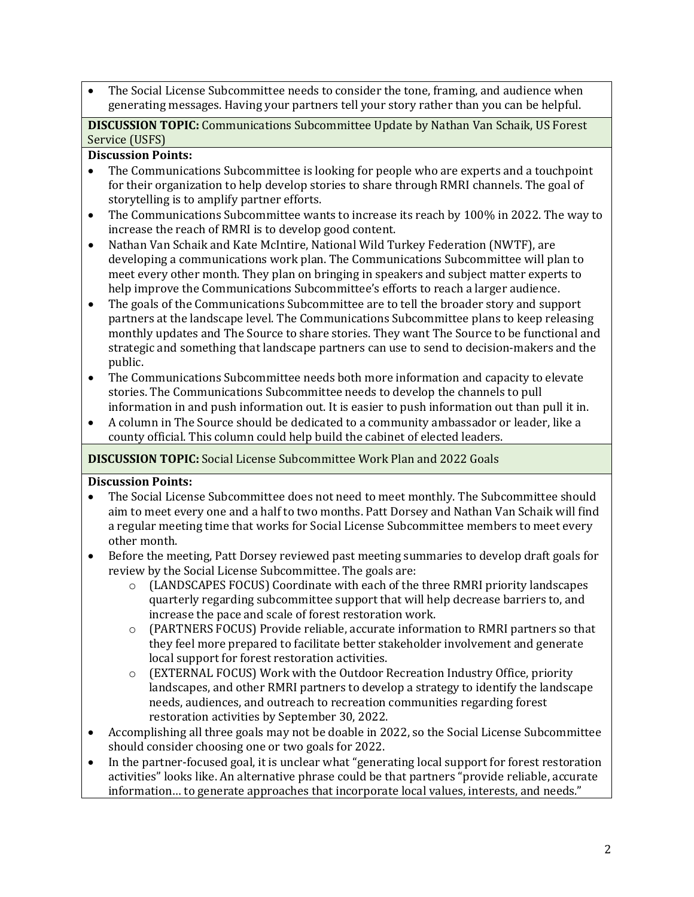- The Social License Subcommittee needs to consider the tone, framing, and audience when generating messages. Having your partners tell your story rather than you can be helpful.

**DISCUSSION TOPIC:** Communications Subcommittee Update by Nathan Van Schaik, US Forest Service (USFS)

**Discussion Points:**

- The Communications Subcommittee is looking for people who are experts and a touchpoint for their organization to help develop stories to share through RMRI channels. The goal of storytelling is to amplify partner efforts.
- The Communications Subcommittee wants to increase its reach by 100% in 2022. The way to increase the reach of RMRI is to develop good content.
- Nathan Van Schaik and Kate McIntire, National Wild Turkey Federation (NWTF), are developing a communications work plan. The Communications Subcommittee will plan to meet every other month. They plan on bringing in speakers and subject matter experts to help improve the Communications Subcommittee's efforts to reach a larger audience.
- The goals of the Communications Subcommittee are to tell the broader story and support partners at the landscape level. The Communications Subcommittee plans to keep releasing monthly updates and The Source to share stories. They want The Source to be functional and strategic and something that landscape partners can use to send to decision-makers and the public.
- The Communications Subcommittee needs both more information and capacity to elevate stories. The Communications Subcommittee needs to develop the channels to pull information in and push information out. It is easier to push information out than pull it in.
- A column in The Source should be dedicated to a community ambassador or leader, like a county official. This column could help build the cabinet of elected leaders.

**DISCUSSION TOPIC:** Social License Subcommittee Work Plan and 2022 Goals

**Discussion Points:**

- The Social License Subcommittee does not need to meet monthly. The Subcommittee should aim to meet every one and a half to two months. Patt Dorsey and Nathan Van Schaik will find a regular meeting time that works for Social License Subcommittee members to meet every other month.
- Before the meeting, Patt Dorsey reviewed past meeting summaries to develop draft goals for review by the Social License Subcommittee. The goals are:
  - (LANDSCAPES FOCUS) Coordinate with each of the three RMRI priority landscapes quarterly regarding subcommittee support that will help decrease barriers to, and increase the pace and scale of forest restoration work.
  - (PARTNERS FOCUS) Provide reliable, accurate information to RMRI partners so that they feel more prepared to facilitate better stakeholder involvement and generate local support for forest restoration activities.
  - (EXTERNAL FOCUS) Work with the Outdoor Recreation Industry Office, priority landscapes, and other RMRI partners to develop a strategy to identify the landscape needs, audiences, and outreach to recreation communities regarding forest restoration activities by September 30, 2022.
- Accomplishing all three goals may not be doable in 2022, so the Social License Subcommittee should consider choosing one or two goals for 2022.
- In the partner-focused goal, it is unclear what "generating local support for forest restoration activities" looks like. An alternative phrase could be that partners "provide reliable, accurate information… to generate approaches that incorporate local values, interests, and needs."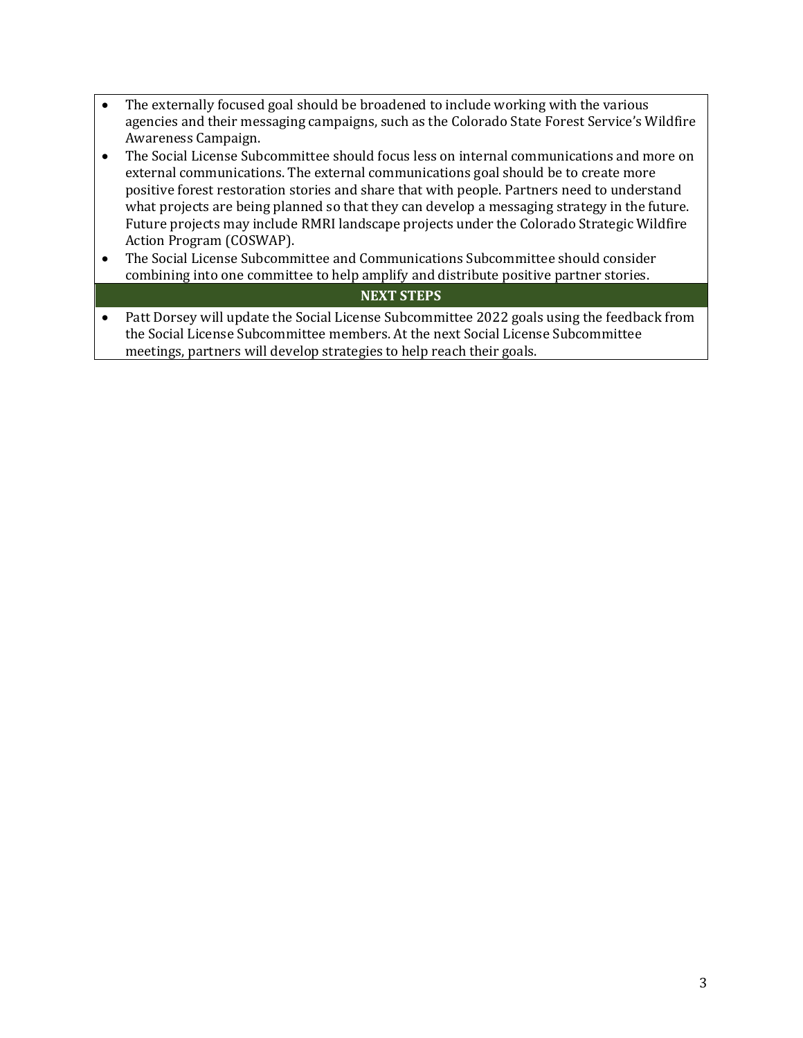- The externally focused goal should be broadened to include working with the various agencies and their messaging campaigns, such as the Colorado State Forest Service's Wildfire Awareness Campaign.
- The Social License Subcommittee should focus less on internal communications and more on external communications. The external communications goal should be to create more positive forest restoration stories and share that with people. Partners need to understand what projects are being planned so that they can develop a messaging strategy in the future. Future projects may include RMRI landscape projects under the Colorado Strategic Wildfire Action Program (COSWAP).
- The Social License Subcommittee and Communications Subcommittee should consider combining into one committee to help amplify and distribute positive partner stories.

**NEXT STEPS**

- Patt Dorsey will update the Social License Subcommittee 2022 goals using the feedback from the Social License Subcommittee members. At the next Social License Subcommittee meetings, partners will develop strategies to help reach their goals.